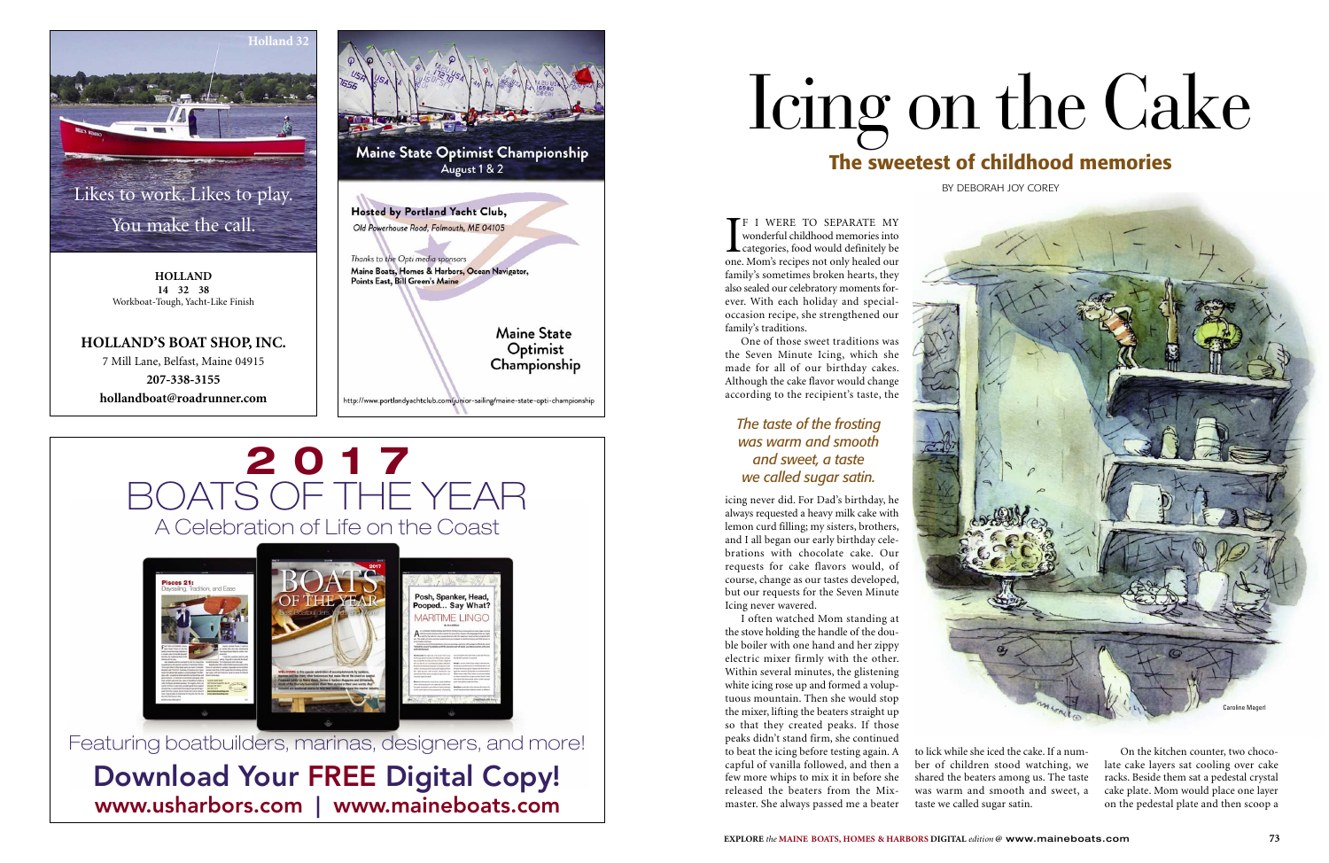**Holland 32**

Likes to work. Likes to play.
You make the call.

**HOLLAND**
**14 32 38**
Workboat-Tough, Yacht-Like Finish

**HOLLAND'S BOAT SHOP, INC.**
7 Mill Lane, Belfast, Maine 04915
**207-338-3155**
**hollandboat@roadrunner.com**

**Maine State Optimist Championship**
August 1 & 2

**Hosted by Portland Yacht Club,**
*Old Powerhouse Road, Falmouth, ME 04105*

*Thanks to the Opti media sponsors*
**Maine Boats, Homes & Harbors, Ocean Navigator, Points East, Bill Green's Maine**

Maine State Optimist Championship

http://www.portlandyachtclub.com/junior-sailing/maine-state-opti-championship

**2017**
BOATS OF THE YEAR
A Celebration of Life on the Coast

Featuring boatbuilders, marinas, designers, and more!

**Download Your FREE Digital Copy!**
**www.usharbors.com | www.maineboats.com**

# Icing on the Cake

## The sweetest of childhood memories

BY DEBORAH JOY COREY

IF I WERE TO SEPARATE MY wonderful childhood memories into categories, food would definitely be one. Mom's recipes not only healed our family's sometimes broken hearts, they also sealed our celebratory moments forever. With each holiday and special-occasion recipe, she strengthened our family's traditions.

One of those sweet traditions was the Seven Minute Icing, which she made for all of our birthday cakes. Although the cake flavor would change according to the recipient's taste, the icing never did. For Dad's birthday, he always requested a heavy milk cake with lemon curd filling; my sisters, brothers, and I all began our early birthday celebrations with chocolate cake. Our requests for cake flavors would, of course, change as our tastes developed, but our requests for the Seven Minute Icing never wavered.

*The taste of the frosting was warm and smooth and sweet, a taste we called sugar satin.*

I often watched Mom standing at the stove holding the handle of the double boiler with one hand and her zippy electric mixer firmly with the other. Within several minutes, the glistening white icing rose up and formed a voluptuous mountain. Then she would stop the mixer, lifting the beaters straight up so that they created peaks. If those peaks didn't stand firm, she continued to beat the icing before testing again. A capful of vanilla followed, and then a few more whips to mix it in before she released the beaters from the Mixmaster. She always passed me a beater to lick while she iced the cake. If a number of children stood watching, we shared the beaters among us. The taste was warm and smooth and sweet, a taste we called sugar satin.

Caroline Magerl

On the kitchen counter, two chocolate cake layers sat cooling over cake racks. Beside them sat a pedestal crystal cake plate. Mom would place one layer on the pedestal plate and then scoop a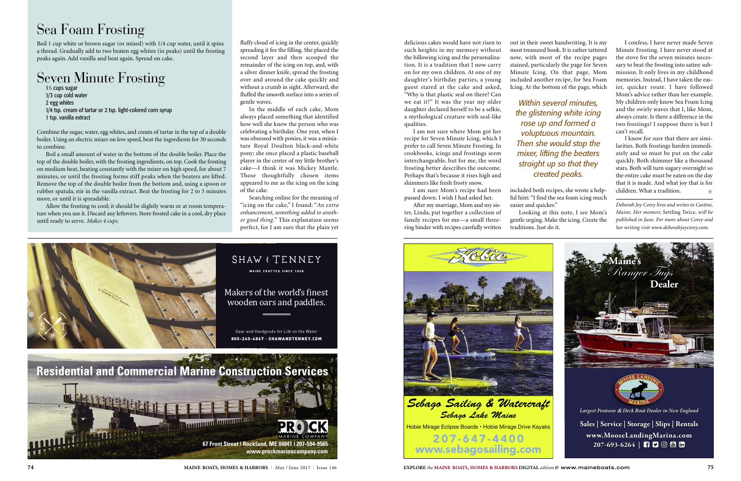# Sea Foam Frosting

Boil 1 cup white or brown sugar (or mixed) with 1/4 cup water, until it spins a thread. Gradually add to two beaten egg whites (in peaks) until the frosting peaks again. Add vanilla and beat again. Spread on cake.

# Seven Minute Frosting

- 1½ cups sugar
- 1/3 cup cold water
- 2 egg whites
- 1/4 tsp. cream of tartar or 2 tsp. light-colored corn syrup
- 1 tsp. vanilla extract

Combine the sugar, water, egg whites, and cream of tartar in the top of a double boiler. Using an electric mixer on low speed, beat the ingredients for 30 seconds to combine.

Boil a small amount of water in the bottom of the double boiler. Place the top of the double boiler, with the frosting ingredients, on top. Cook the frosting on medium heat, beating constantly with the mixer on high speed, for about 7 minutes, or until the frosting forms stiff peaks when the beaters are lifted. Remove the top of the double boiler from the bottom and, using a spoon or rubber spatula, stir in the vanilla extract. Beat the frosting for 2 to 3 minutes more, or until it is spreadable.

Allow the frosting to cool; it should be slightly warm or at room temperature when you use it. Discard any leftovers. Store frosted cake in a cool, dry place until ready to serve. *Makes 4 cups.*

fluffy cloud of icing in the center, quickly spreading it for the filling. She placed the second layer and then scooped the remainder of the icing on top, and, with a silver dinner knife, spread the frosting over and around the cake quickly and without a crumb in sight. Afterward, she fluffed the smooth surface into a series of gentle waves.

In the middle of each cake, Mom always placed something that identified how well she knew the person who was celebrating a birthday. One year, when I was obsessed with ponies, it was a miniature Royal Doulton black-and-white pony; she once placed a plastic baseball player in the center of my little brother's cake—I think it was Mickey Mantle. Those thoughtfully chosen items appeared to me as the icing on the icing of the cake.

Searching online for the meaning of "icing on the cake," I found: "*An extra enhancement, something added to another good thing.*" This explanation seems perfect, for I am sure that the plain yet delicious cakes would have not risen to such heights in my memory without the billowing icing and the personalization. It is a tradition that I now carry on for my own children. At one of my daughter's birthday parties, a young guest stared at the cake and asked, "Why is that plastic seal on there? Can we eat it?" It was the year my older daughter declared herself to be a selkie, a mythological creature with seal-like qualities.

I am not sure where Mom got her recipe for Seven Minute Icing, which I prefer to call Seven Minute Frosting. In cookbooks, icings and frostings seem interchangeable, but for me, the word frosting better describes the outcome. Perhaps that's because it rises high and shimmers like fresh frosty snow.

I am sure Mom's recipe had been passed down. I wish I had asked her.

After my marriage, Mom and my sister, Linda, put together a collection of family recipes for me—a small three-ring binder with recipes carefully written out in their sweet handwriting. It is my most treasured book. It is rather tattered now, with most of the recipe pages stained, particularly the page for Seven Minute Icing. On that page, Mom included another recipe, for Sea Foam Icing. At the bottom of the page, which

> *Within several minutes, the glistening white icing rose up and formed a voluptuous mountain. Then she would stop the mixer, lifting the beaters straight up so that they created peaks.*

included both recipes, she wrote a helpful hint: "I find the sea foam icing much easier and quicker."

Looking at this note, I see Mom's gentle urging. Make the icing. Create the traditions. Just do it.

I confess, I have never made Seven Minute Frosting. I have never stood at the stove for the seven minutes necessary to beat the frosting into satiny submission. It only lives in my childhood memories. Instead, I have taken the easier, quicker route. I have followed Mom's advice rather than her example. My children only know Sea Foam Icing and the swirly waves that I, like Mom, always create. Is there a difference in the two frostings? I suppose there is but I can't recall.

I know for sure that there are similarities. Both frostings harden immediately and so must be put on the cake quickly. Both shimmer like a thousand stars. Both will turn sugary overnight so the entire cake must be eaten on the day that it is made. And what joy that is for children. What a tradition.

*Deborah Joy Corey lives and writes in Castine, Maine. Her memoir,* Settling Twice, *will be published in June. For more about Corey and her writing visit www.deborahjoycorey.com.*

SHAW & TENNEY
MAINE CRAFTED SINCE 1858
Makers of the world's finest wooden oars and paddles.
Gear and Hardgoods for Life on the Water
800-240-4867 • SHAWANDTENNEY.COM

Residential and Commercial Marine Construction Services
PROCK MARINE COMPANY
67 Front Street | Rockland, ME 04841 | 207-594-9565
www.prockmarinecompany.com

Hobie
Sebago Sailing & Watercraft
Sebago Lake Maine
Hobie Mirage Eclipse Boards • Hobie Mirage Drive Kayaks
207-647-4400
www.sebagosailing.com

Maine's Ranger Tugs Dealer
Moose Landing Marina
Largest Pontoon & Deck Boat Dealer in New England
Sales | Service | Storage | Slips | Rentals
www.MooseLandingMarina.com
207-693-6264